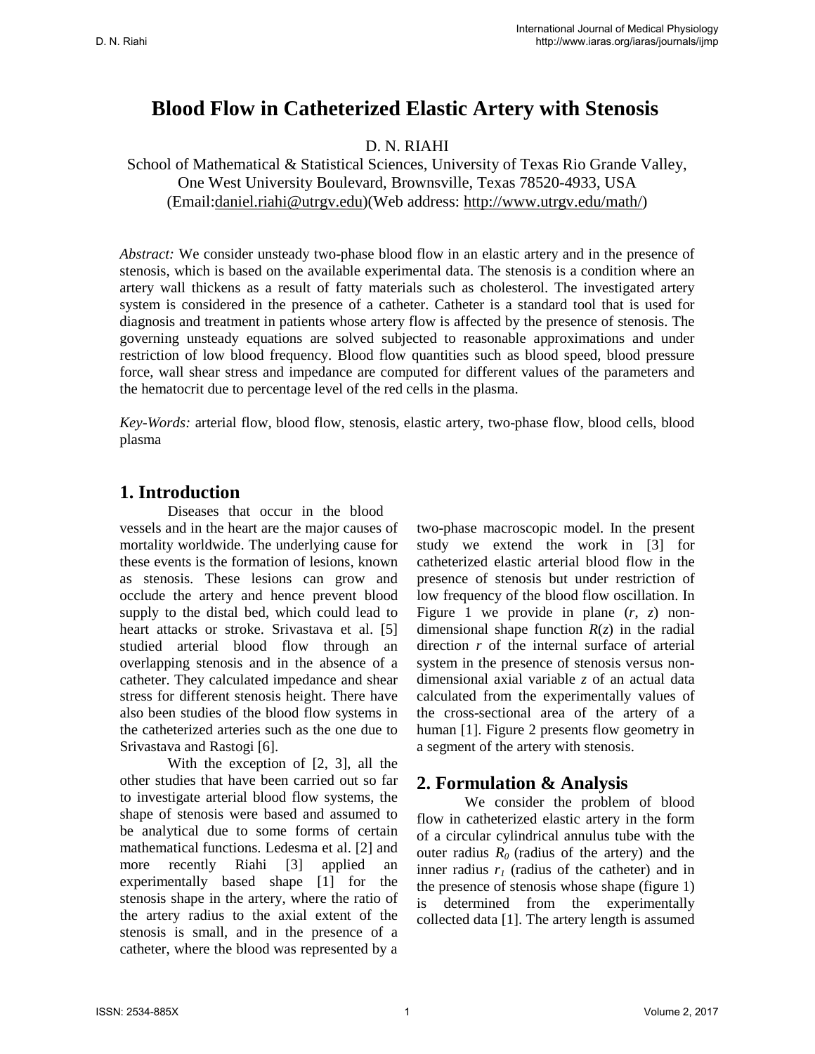# Blood Flow in Catheterized Elastic Artery with Stenosis

D. N. RIAHI

School of Mathematical & Statistical Sciences, University of Texas Rio Grande Valley, One West University Boulevard, Brownsville, Texas 78520-4933, USA (Email:daniel.riahi@utrgv.edu)(Web address: http://www.utrgv.edu/math/)

*Abstract:* We consider unsteady two-phase blood flow in an elastic artery and in the presence of stenosis, which is based on the available experimental data. The stenosis is a condition where an artery wall thickens as a result of fatty materials such as cholesterol. The investigated artery system is considered in the presence of a catheter. Catheter is a standard tool that is used for diagnosis and treatment in patients whose artery flow is affected by the presence of stenosis. The governing unsteady equations are solved subjected to reasonable approximations and under restriction of low blood frequency. Blood flow quantities such as blood speed, blood pressure force, wall shear stress and impedance are computed for different values of the parameters and the hematocrit due to percentage level of the red cells in the plasma.

*Key-Words:* arterial flow, blood flow, stenosis, elastic artery, two-phase flow, blood cells, blood plasma

## 1. Introduction

Diseases that occur in the blood vessels and in the heart are the major causes of mortality worldwide. The underlying cause for these events is the formation of lesions, known as stenosis. These lesions can grow and occlude the artery and hence prevent blood supply to the distal bed, which could lead to heart attacks or stroke. Srivastava et al. [5] studied arterial blood flow through an overlapping stenosis and in the absence of a catheter. They calculated impedance and shear stress for different stenosis height. There have also been studies of the blood flow systems in the catheterized arteries such as the one due to Srivastava and Rastogi [6].

With the exception of [2, 3], all the other studies that have been carried out so far to investigate arterial blood flow systems, the shape of stenosis were based and assumed to be analytical due to some forms of certain mathematical functions. Ledesma et al. [2] and more recently Riahi [3] applied an experimentally based shape [1] for the stenosis shape in the artery, where the ratio of the artery radius to the axial extent of the stenosis is small, and in the presence of a catheter, where the blood was represented by a two-phase macroscopic model. In the present study we extend the work in [3] for catheterized elastic arterial blood flow in the presence of stenosis but under restriction of low frequency of the blood flow oscillation. In Figure 1 we provide in plane ($r$, $z$) non-dimensional shape function $R(z)$ in the radial direction $r$ of the internal surface of arterial system in the presence of stenosis versus non-dimensional axial variable $z$ of an actual data calculated from the experimentally values of the cross-sectional area of the artery of a human [1]. Figure 2 presents flow geometry in a segment of the artery with stenosis.

## 2. Formulation & Analysis

We consider the problem of blood flow in catheterized elastic artery in the form of a circular cylindrical annulus tube with the outer radius $R_0$ (radius of the artery) and the inner radius $r_1$ (radius of the catheter) and in the presence of stenosis whose shape (figure 1) is determined from the experimentally collected data [1]. The artery length is assumed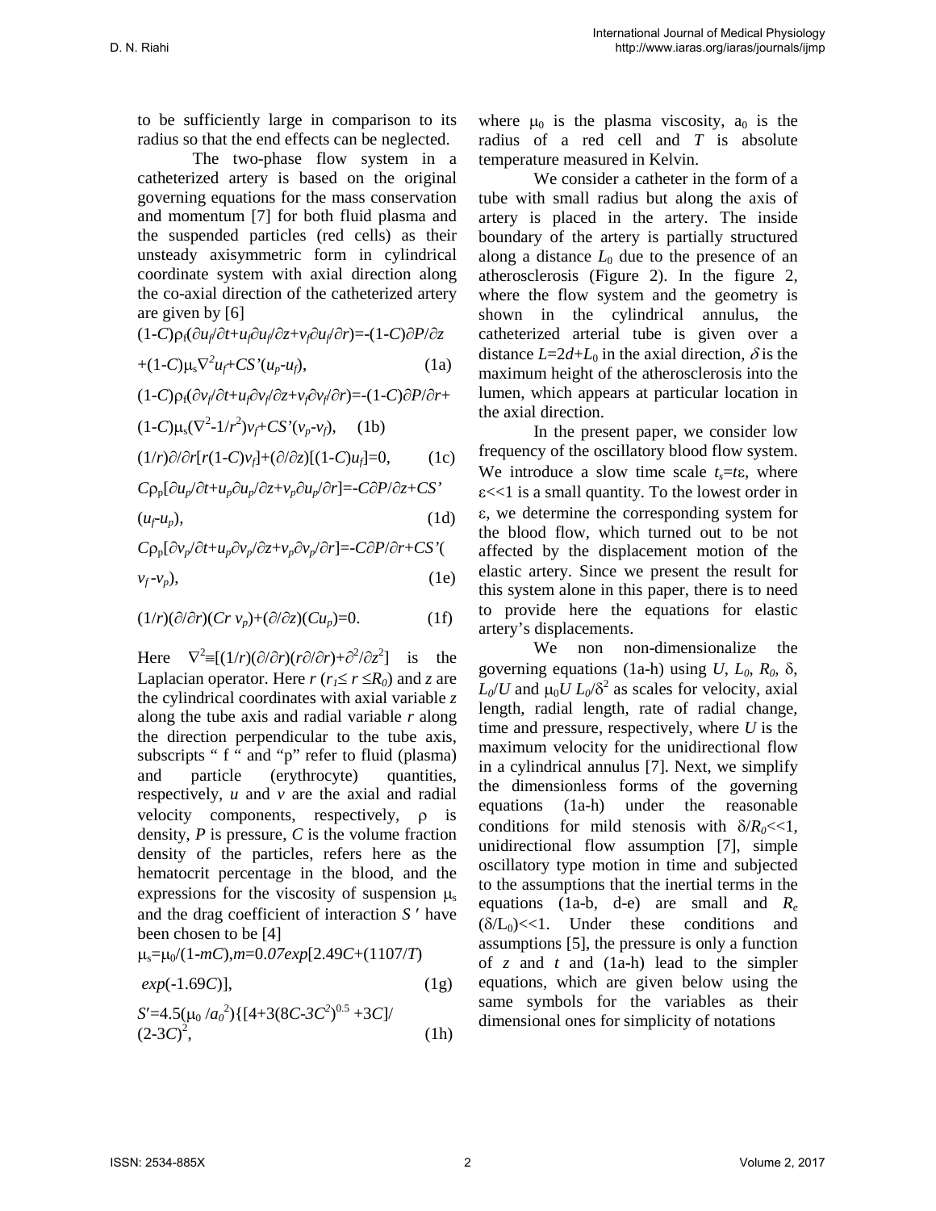to be sufficiently large in comparison to its radius so that the end effects can be neglected.

The two-phase flow system in a catheterized artery is based on the original governing equations for the mass conservation and momentum [7] for both fluid plasma and the suspended particles (red cells) as their unsteady axisymmetric form in cylindrical coordinate system with axial direction along the co-axial direction of the catheterized artery are given by [6]

$$(1-C)\rho_f(\partial u_f/\partial t+u_f\partial u_f/\partial z+v_f\partial u_f/\partial r)=-(1-C)\partial P/\partial z+(1-C)\mu_s\nabla^2 u_f+CS'(u_p-u_f), \quad (1a)$$

$$(1-C)\rho_f(\partial v_f/\partial t+u_f\partial v_f/\partial z+v_f\partial v_f/\partial r)=-(1-C)\partial P/\partial r+(1-C)\mu_s(\nabla^2-1/r^2)v_f+CS'(v_p-v_f), \quad (1b)$$

$$(1/r)\partial/\partial r[r(1-C)v_f]+(\partial/\partial z)[(1-C)u_f]=0, \quad (1c)$$

$$C\rho_p[\partial u_p/\partial t+u_p\partial u_p/\partial z+v_p\partial u_p/\partial r]=-C\partial P/\partial z+CS'(u_f-u_p), \quad (1d)$$

$$C\rho_p[\partial v_p/\partial t+u_p\partial v_p/\partial z+v_p\partial v_p/\partial r]=-C\partial P/\partial r+CS'(v_f-v_p), \quad (1e)$$

$$(1/r)(\partial/\partial r)(Cr\, v_p)+(\partial/\partial z)(Cu_p)=0. \quad (1f)$$

Here $\nabla^2\equiv[(1/r)(\partial/\partial r)(r\partial/\partial r)+\partial^2/\partial z^2]$ is the Laplacian operator. Here $r$ ($r_1\leq r \leq R_0$) and $z$ are the cylindrical coordinates with axial variable $z$ along the tube axis and radial variable $r$ along the direction perpendicular to the tube axis, subscripts " f " and "p" refer to fluid (plasma) and particle (erythrocyte) quantities, respectively, $u$ and $v$ are the axial and radial velocity components, respectively, $\rho$ is density, $P$ is pressure, $C$ is the volume fraction density of the particles, refers here as the hematocrit percentage in the blood, and the expressions for the viscosity of suspension $\mu_s$ and the drag coefficient of interaction $S'$ have been chosen to be [4]

$$\mu_s=\mu_0/(1-mC), m=0.07exp[2.49C+(1107/T)\, exp(-1.69C)], \quad (1g)$$

$$S'=4.5(\mu_0/a_0^2)\{[4+3(8C-3C^2)^{0.5}+3C]/(2-3C)^2, \quad (1h)$$

where $\mu_0$ is the plasma viscosity, $a_0$ is the radius of a red cell and $T$ is absolute temperature measured in Kelvin.

We consider a catheter in the form of a tube with small radius but along the axis of artery is placed in the artery. The inside boundary of the artery is partially structured along a distance $L_0$ due to the presence of an atherosclerosis (Figure 2). In the figure 2, where the flow system and the geometry is shown in the cylindrical annulus, the catheterized arterial tube is given over a distance $L=2d+L_0$ in the axial direction, $\delta$ is the maximum height of the atherosclerosis into the lumen, which appears at particular location in the axial direction.

In the present paper, we consider low frequency of the oscillatory blood flow system. We introduce a slow time scale $t_s=t\varepsilon$, where $\varepsilon<<1$ is a small quantity. To the lowest order in $\varepsilon$, we determine the corresponding system for the blood flow, which turned out to be not affected by the displacement motion of the elastic artery. Since we present the result for this system alone in this paper, there is to need to provide here the equations for elastic artery's displacements.

We non non-dimensionalize the governing equations (1a-h) using $U$, $L_0$, $R_0$, $\delta$, $L_0/U$ and $\mu_0 U L_0/\delta^2$ as scales for velocity, axial length, radial length, rate of radial change, time and pressure, respectively, where $U$ is the maximum velocity for the unidirectional flow in a cylindrical annulus [7]. Next, we simplify the dimensionless forms of the governing equations (1a-h) under the reasonable conditions for mild stenosis with $\delta/R_0<<1$, unidirectional flow assumption [7], simple oscillatory type motion in time and subjected to the assumptions that the inertial terms in the equations (1a-b, d-e) are small and $R_e$ $(\delta/L_0)<<1$. Under these conditions and assumptions [5], the pressure is only a function of $z$ and $t$ and (1a-h) lead to the simpler equations, which are given below using the same symbols for the variables as their dimensional ones for simplicity of notations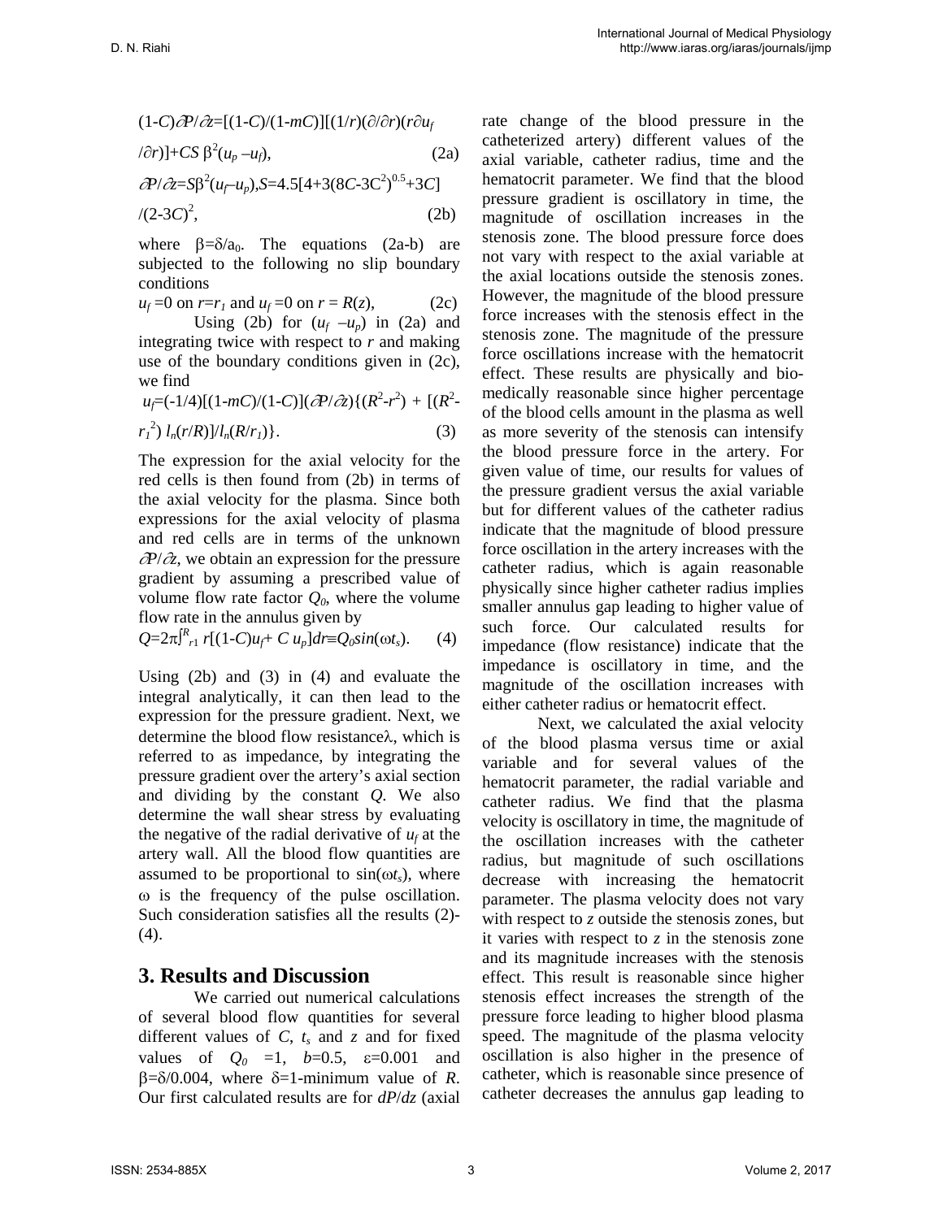$$(1-C)\partial P/\partial z=[(1-C)/(1-mC)][(1/r)(\partial/\partial r)(r\partial u_f/\partial r)]+CS\,\beta^2(u_p-u_f), \quad (2a)$$

$$\partial P/\partial z=S\beta^2(u_f-u_p), S=4.5[4+3(8C-3C^2)^{0.5}+3C]/(2-3C)^2, \quad (2b)$$

where $\beta=\delta/a_0$. The equations (2a-b) are subjected to the following no slip boundary conditions

$$u_f=0 \text{ on } r=r_1 \text{ and } u_f=0 \text{ on } r=R(z), \quad (2c)$$

Using (2b) for $(u_f-u_p)$ in (2a) and integrating twice with respect to $r$ and making use of the boundary conditions given in (2c), we find

$$u_f=(-1/4)[(1-mC)/(1-C)](\partial P/\partial z)\{(R^2-r^2)+[(R^2-r_1^2)\,l_n(r/R)]/l_n(R/r_1)\}. \quad (3)$$

The expression for the axial velocity for the red cells is then found from (2b) in terms of the axial velocity for the plasma. Since both expressions for the axial velocity of plasma and red cells are in terms of the unknown $\partial P/\partial z$, we obtain an expression for the pressure gradient by assuming a prescribed value of volume flow rate factor $Q_0$, where the volume flow rate in the annulus given by

$$Q=2\pi\int_{r_1}^{R} r[(1-C)u_f+C\,u_p]dr\equiv Q_0 sin(\omega t_s). \quad (4)$$

Using (2b) and (3) in (4) and evaluate the integral analytically, it can then lead to the expression for the pressure gradient. Next, we determine the blood flow resistance $\lambda$, which is referred to as impedance, by integrating the pressure gradient over the artery's axial section and dividing by the constant $Q$. We also determine the wall shear stress by evaluating the negative of the radial derivative of $u_f$ at the artery wall. All the blood flow quantities are assumed to be proportional to $\sin(\omega t_s)$, where $\omega$ is the frequency of the pulse oscillation. Such consideration satisfies all the results (2)-(4).

## 3. Results and Discussion

We carried out numerical calculations of several blood flow quantities for several different values of $C$, $t_s$ and $z$ and for fixed values of $Q_0=1$, $b=0.5$, $\varepsilon=0.001$ and $\beta=\delta/0.004$, where $\delta$=1-minimum value of $R$. Our first calculated results are for $dP/dz$ (axial rate change of the blood pressure in the catheterized artery) different values of the axial variable, catheter radius, time and the hematocrit parameter. We find that the blood pressure gradient is oscillatory in time, the magnitude of oscillation increases in the stenosis zone. The blood pressure force does not vary with respect to the axial variable at the axial locations outside the stenosis zones. However, the magnitude of the blood pressure force increases with the stenosis effect in the stenosis zone. The magnitude of the pressure force oscillations increase with the hematocrit effect. These results are physically and bio-medically reasonable since higher percentage of the blood cells amount in the plasma as well as more severity of the stenosis can intensify the blood pressure force in the artery. For given value of time, our results for values of the pressure gradient versus the axial variable but for different values of the catheter radius indicate that the magnitude of blood pressure force oscillation in the artery increases with the catheter radius, which is again reasonable physically since higher catheter radius implies smaller annulus gap leading to higher value of such force. Our calculated results for impedance (flow resistance) indicate that the impedance is oscillatory in time, and the magnitude of the oscillation increases with either catheter radius or hematocrit effect.

Next, we calculated the axial velocity of the blood plasma versus time or axial variable and for several values of the hematocrit parameter, the radial variable and catheter radius. We find that the plasma velocity is oscillatory in time, the magnitude of the oscillation increases with the catheter radius, but magnitude of such oscillations decrease with increasing the hematocrit parameter. The plasma velocity does not vary with respect to $z$ outside the stenosis zones, but it varies with respect to $z$ in the stenosis zone and its magnitude increases with the stenosis effect. This result is reasonable since higher stenosis effect increases the strength of the pressure force leading to higher blood plasma speed. The magnitude of the plasma velocity oscillation is also higher in the presence of catheter, which is reasonable since presence of catheter decreases the annulus gap leading to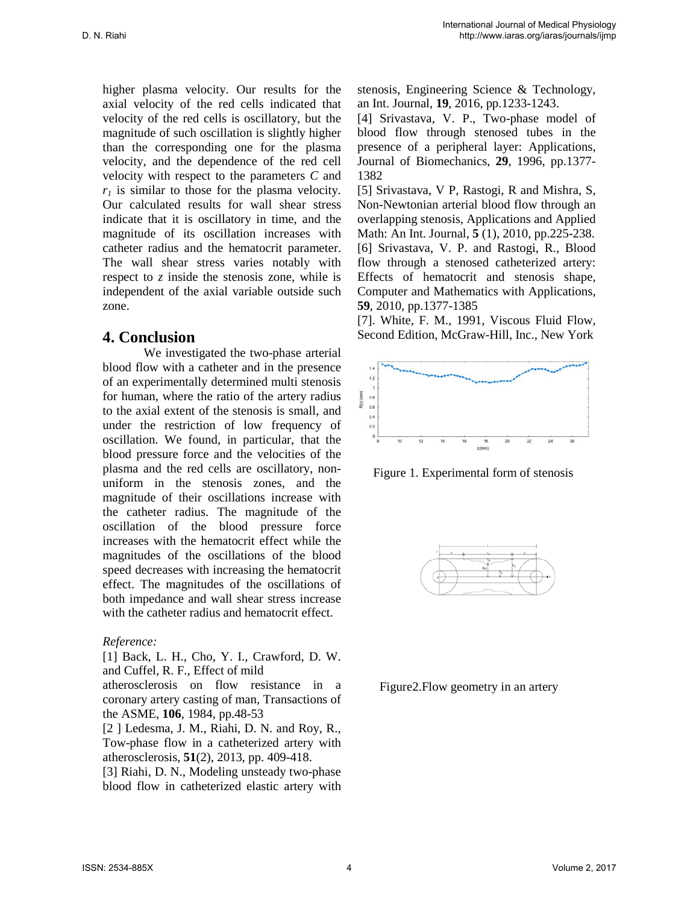higher plasma velocity. Our results for the axial velocity of the red cells indicated that velocity of the red cells is oscillatory, but the magnitude of such oscillation is slightly higher than the corresponding one for the plasma velocity, and the dependence of the red cell velocity with respect to the parameters *C* and $r_1$ is similar to those for the plasma velocity. Our calculated results for wall shear stress indicate that it is oscillatory in time, and the magnitude of its oscillation increases with catheter radius and the hematocrit parameter. The wall shear stress varies notably with respect to *z* inside the stenosis zone, while is independent of the axial variable outside such zone.

## 4. Conclusion

We investigated the two-phase arterial blood flow with a catheter and in the presence of an experimentally determined multi stenosis for human, where the ratio of the artery radius to the axial extent of the stenosis is small, and under the restriction of low frequency of oscillation. We found, in particular, that the blood pressure force and the velocities of the plasma and the red cells are oscillatory, non-uniform in the stenosis zones, and the magnitude of their oscillations increase with the catheter radius. The magnitude of the oscillation of the blood pressure force increases with the hematocrit effect while the magnitudes of the oscillations of the blood speed decreases with increasing the hematocrit effect. The magnitudes of the oscillations of both impedance and wall shear stress increase with the catheter radius and hematocrit effect.

*Reference:*

[1] Back, L. H., Cho, Y. I., Crawford, D. W. and Cuffel, R. F., Effect of mild atherosclerosis on flow resistance in a coronary artery casting of man, Transactions of the ASME, **106**, 1984, pp.48-53

[2 ] Ledesma, J. M., Riahi, D. N. and Roy, R., Tow-phase flow in a catheterized artery with atherosclerosis, **51**(2), 2013, pp. 409-418.

[3] Riahi, D. N., Modeling unsteady two-phase blood flow in catheterized elastic artery with stenosis, Engineering Science & Technology, an Int. Journal, **19**, 2016, pp.1233-1243.

[4] Srivastava, V. P., Two-phase model of blood flow through stenosed tubes in the presence of a peripheral layer: Applications, Journal of Biomechanics, **29**, 1996, pp.1377-1382

[5] Srivastava, V P, Rastogi, R and Mishra, S, Non-Newtonian arterial blood flow through an overlapping stenosis, Applications and Applied Math: An Int. Journal, **5** (1), 2010, pp.225-238.

[6] Srivastava, V. P. and Rastogi, R., Blood flow through a stenosed catheterized artery: Effects of hematocrit and stenosis shape, Computer and Mathematics with Applications, **59**, 2010, pp.1377-1385

[7]. White, F. M., 1991, Viscous Fluid Flow, Second Edition, McGraw-Hill, Inc., New York

R(z) (mm)
1.4
1.2
1
0.8
0.6
0.4
0.2
0
8 10 12 14 16 18 20 22 24 26
z(mm)

Figure 1. Experimental form of stenosis

Figure2.Flow geometry in an artery